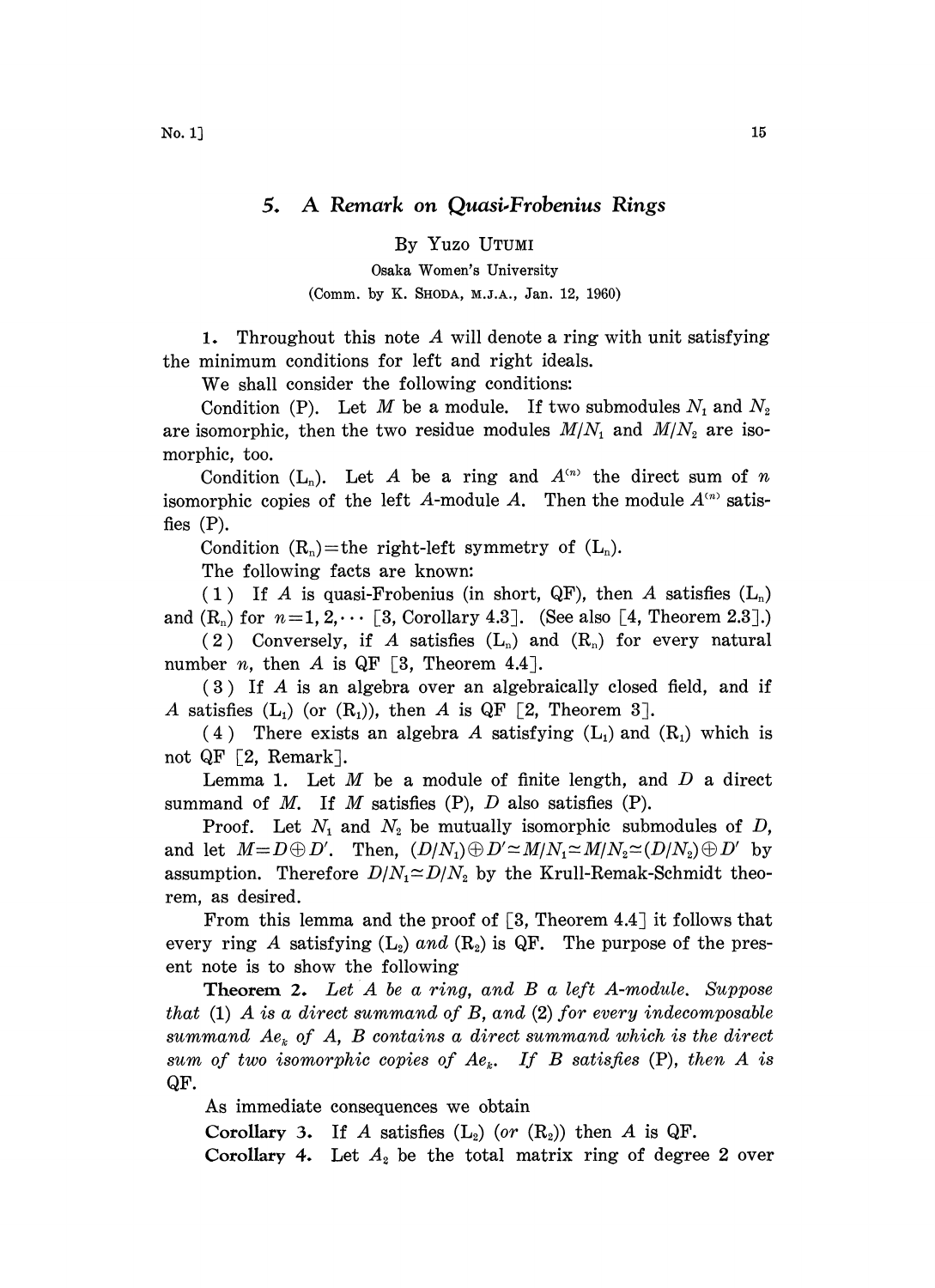# 5. A Remark on Quasi-Frobenius Rings

By Yuzo UTUMI

Osaka Women's University

(Comm. by K. SHODA, M.J.A., Jan. 12, 1960)

1. Throughout this note $A$ will denote a ring with unit satisfying the minimum conditions for left and right ideals.

We shall consider the following conditions:

Condition (P). Let $M$ be a module. If two submodules $N_1$ and $N_2$ are isomorphic, then the two residue modules $M/N_1$ and $M/N_2$ are isomorphic, too.

Condition ($L_n$). Let $A$ be a ring and $A^{(n)}$ the direct sum of $n$ isomorphic copies of the left $A$-module $A$. Then the module $A^{(n)}$ satisfies (P).

Condition ($R_n$)=the right-left symmetry of ($L_n$).

The following facts are known:

(1) If $A$ is quasi-Frobenius (in short, QF), then $A$ satisfies ($L_n$) and ($R_n$) for $n=1, 2, \cdots$ [3, Corollary 4.3]. (See also [4, Theorem 2.3].)

(2) Conversely, if $A$ satisfies ($L_n$) and ($R_n$) for every natural number $n$, then $A$ is QF [3, Theorem 4.4].

(3) If $A$ is an algebra over an algebraically closed field, and if $A$ satisfies ($L_1$) (or ($R_1$)), then $A$ is QF [2, Theorem 3].

(4) There exists an algebra $A$ satisfying ($L_1$) and ($R_1$) which is not QF [2, Remark].

Lemma 1. Let $M$ be a module of finite length, and $D$ a direct summand of $M$. If $M$ satisfies (P), $D$ also satisfies (P).

Proof. Let $N_1$ and $N_2$ be mutually isomorphic submodules of $D$, and let $M=D\oplus D'$. Then, $(D/N_1)\oplus D'\simeq M/N_1\simeq M/N_2\simeq(D/N_2)\oplus D'$ by assumption. Therefore $D/N_1\simeq D/N_2$ by the Krull-Remak-Schmidt theorem, as desired.

From this lemma and the proof of [3, Theorem 4.4] it follows that every ring $A$ satisfying ($L_2$) *and* ($R_2$) is QF. The purpose of the present note is to show the following

**Theorem 2.** *Let $A$ be a ring, and $B$ a left $A$-module. Suppose that* (1) *$A$ is a direct summand of $B$, and* (2) *for every indecomposable summand $Ae_k$ of $A$, $B$ contains a direct summand which is the direct sum of two isomorphic copies of $Ae_k$. If $B$ satisfies* (P), *then $A$ is QF.*

As immediate consequences we obtain

**Corollary 3.** If $A$ satisfies ($L_2$) (*or* ($R_2$)) then $A$ is QF.

**Corollary 4.** Let $A_2$ be the total matrix ring of degree 2 over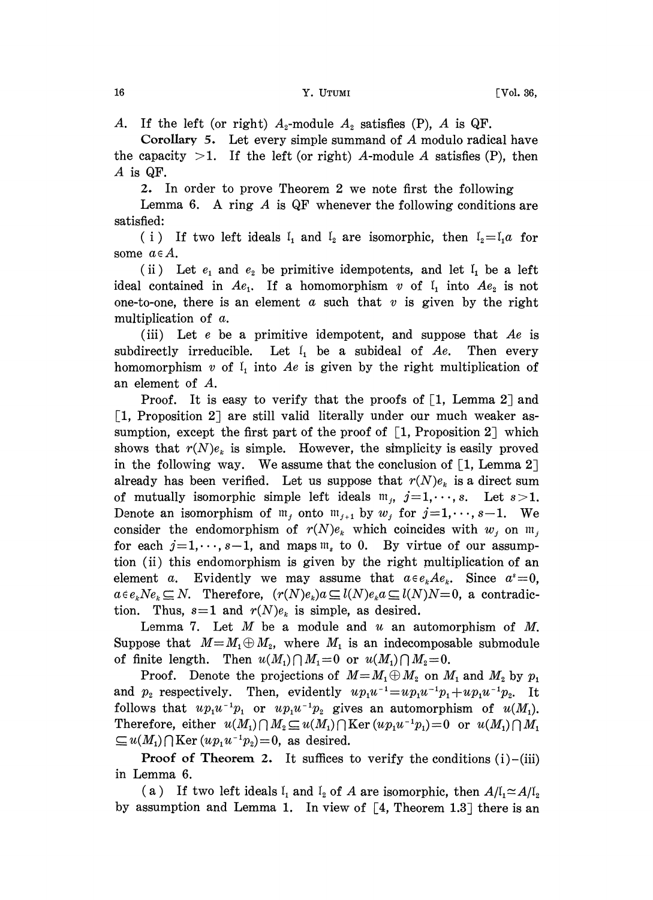$A$. If the left (or right) $A_2$-module $A_2$ satisfies (P), $A$ is QF.

**Corollary 5.** Let every simple summand of $A$ modulo radical have the capacity $>1$. If the left (or right) $A$-module $A$ satisfies (P), then $A$ is QF.

2. In order to prove Theorem 2 we note first the following

**Lemma 6.** A ring $A$ is QF whenever the following conditions are satisfied:

(i) If two left ideals $\mathfrak{l}_1$ and $\mathfrak{l}_2$ are isomorphic, then $\mathfrak{l}_2 = \mathfrak{l}_1 a$ for some $a \in A$.

(ii) Let $e_1$ and $e_2$ be primitive idempotents, and let $\mathfrak{l}_1$ be a left ideal contained in $Ae_1$. If a homomorphism $v$ of $\mathfrak{l}_1$ into $Ae_2$ is not one-to-one, there is an element $a$ such that $v$ is given by the right multiplication of $a$.

(iii) Let $e$ be a primitive idempotent, and suppose that $Ae$ is subdirectly irreducible. Let $\mathfrak{l}_1$ be a subideal of $Ae$. Then every homomorphism $v$ of $\mathfrak{l}_1$ into $Ae$ is given by the right multiplication of an element of $A$.

Proof. It is easy to verify that the proofs of [1, Lemma 2] and [1, Proposition 2] are still valid literally under our much weaker assumption, except the first part of the proof of [1, Proposition 2] which shows that $r(N)e_k$ is simple. However, the simplicity is easily proved in the following way. We assume that the conclusion of [1, Lemma 2] already has been verified. Let us suppose that $r(N)e_k$ is a direct sum of mutually isomorphic simple left ideals $\mathfrak{m}_j$, $j=1,\cdots,s$. Let $s>1$. Denote an isomorphism of $\mathfrak{m}_j$ onto $\mathfrak{m}_{j+1}$ by $w_j$ for $j=1,\cdots,s-1$. We consider the endomorphism of $r(N)e_k$ which coincides with $w_j$ on $\mathfrak{m}_j$ for each $j=1,\cdots,s-1$, and maps $\mathfrak{m}_s$ to 0. By virtue of our assumption (ii) this endomorphism is given by the right multiplication of an element $a$. Evidently we may assume that $a \in e_k A e_k$. Since $a^s=0$, $a \in e_k N e_k \subseteq N$. Therefore, $(r(N)e_k)a \subseteq l(N)e_k a \subseteq l(N)N=0$, a contradiction. Thus, $s=1$ and $r(N)e_k$ is simple, as desired.

**Lemma 7.** Let $M$ be a module and $u$ an automorphism of $M$. Suppose that $M=M_1 \oplus M_2$, where $M_1$ is an indecomposable submodule of finite length. Then $u(M_1) \cap M_1 = 0$ or $u(M_1) \cap M_2 = 0$.

Proof. Denote the projections of $M=M_1 \oplus M_2$ on $M_1$ and $M_2$ by $p_1$ and $p_2$ respectively. Then, evidently $up_1u^{-1} = up_1u^{-1}p_1 + up_1u^{-1}p_2$. It follows that $up_1u^{-1}p_1$ or $up_1u^{-1}p_2$ gives an automorphism of $u(M_1)$. Therefore, either $u(M_1) \cap M_2 \subseteq u(M_1) \cap \operatorname{Ker}(up_1u^{-1}p_1) = 0$ or $u(M_1) \cap M_1 \subseteq u(M_1) \cap \operatorname{Ker}(up_1u^{-1}p_2) = 0$, as desired.

**Proof of Theorem 2.** It suffices to verify the conditions (i)–(iii) in Lemma 6.

(a) If two left ideals $\mathfrak{l}_1$ and $\mathfrak{l}_2$ of $A$ are isomorphic, then $A/\mathfrak{l}_1 \simeq A/\mathfrak{l}_2$ by assumption and Lemma 1. In view of [4, Theorem 1.3] there is an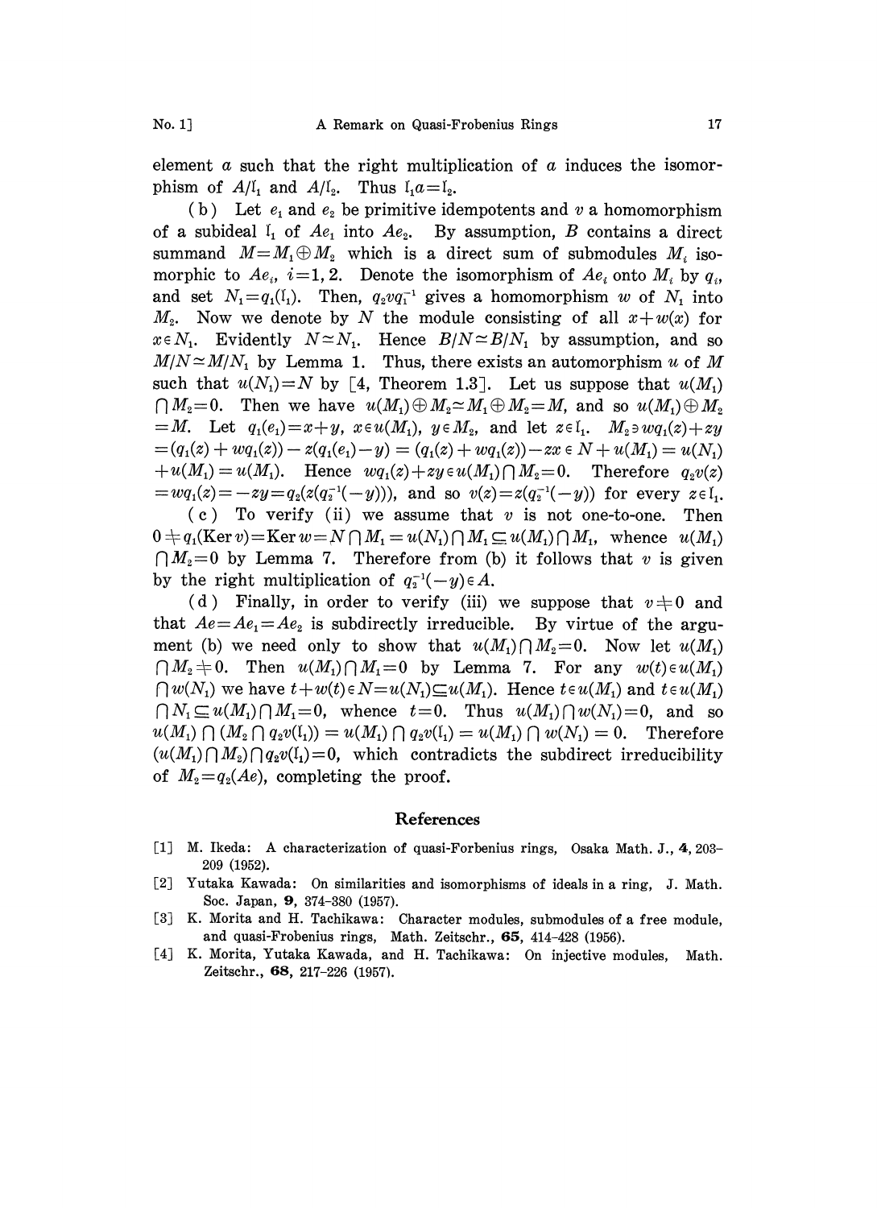element $a$ such that the right multiplication of $a$ induces the isomorphism of $A/\mathfrak{l}_1$ and $A/\mathfrak{l}_2$. Thus $\mathfrak{l}_1 a = \mathfrak{l}_2$.

(b) Let $e_1$ and $e_2$ be primitive idempotents and $v$ a homomorphism of a subideal $\mathfrak{l}_1$ of $Ae_1$ into $Ae_2$. By assumption, $B$ contains a direct summand $M = M_1 \oplus M_2$ which is a direct sum of submodules $M_i$ isomorphic to $Ae_i$, $i=1, 2$. Denote the isomorphism of $Ae_i$ onto $M_i$ by $q_i$, and set $N_1 = q_1(\mathfrak{l}_1)$. Then, $q_2 v q_1^{-1}$ gives a homomorphism $w$ of $N_1$ into $M_2$. Now we denote by $N$ the module consisting of all $x + w(x)$ for $x \in N_1$. Evidently $N \simeq N_1$. Hence $B/N \simeq B/N_1$ by assumption, and so $M/N \simeq M/N_1$ by Lemma 1. Thus, there exists an automorphism $u$ of $M$ such that $u(N_1) = N$ by [4, Theorem 1.3]. Let us suppose that $u(M_1) \cap M_2 = 0$. Then we have $u(M_1) \oplus M_2 \simeq M_1 \oplus M_2 = M$, and so $u(M_1) \oplus M_2 = M$. Let $q_1(e_1) = x + y$, $x \in u(M_1)$, $y \in M_2$, and let $z \in \mathfrak{l}_1$. $M_2 \ni wq_1(z) + zy = (q_1(z) + wq_1(z)) - z(q_1(e_1) - y) = (q_1(z) + wq_1(z)) - zx \in N + u(M_1) = u(N_1) + u(M_1) = u(M_1)$. Hence $wq_1(z) + zy \in u(M_1) \cap M_2 = 0$. Therefore $q_2 v(z) = wq_1(z) = -zy = q_2(z(q_2^{-1}(-y)))$, and so $v(z) = z(q_2^{-1}(-y))$ for every $z \in \mathfrak{l}_1$.

(c) To verify (ii) we assume that $v$ is not one-to-one. Then $0 \neq q_1(\operatorname{Ker} v) = \operatorname{Ker} w = N \cap M_1 = u(N_1) \cap M_1 \subseteq u(M_1) \cap M_1$, whence $u(M_1) \cap M_2 = 0$ by Lemma 7. Therefore from (b) it follows that $v$ is given by the right multiplication of $q_2^{-1}(-y) \in A$.

(d) Finally, in order to verify (iii) we suppose that $v \neq 0$ and that $Ae = Ae_1 = Ae_2$ is subdirectly irreducible. By virtue of the argument (b) we need only to show that $u(M_1) \cap M_2 = 0$. Now let $u(M_1) \cap M_2 \neq 0$. Then $u(M_1) \cap M_1 = 0$ by Lemma 7. For any $w(t) \in u(M_1) \cap w(N_1)$ we have $t + w(t) \in N = u(N_1) \subseteq u(M_1)$. Hence $t \in u(M_1)$ and $t \in u(M_1) \cap N_1 \subseteq u(M_1) \cap M_1 = 0$, whence $t = 0$. Thus $u(M_1) \cap w(N_1) = 0$, and so $u(M_1) \cap (M_2 \cap q_2 v(\mathfrak{l}_1)) = u(M_1) \cap q_2 v(\mathfrak{l}_1) = u(M_1) \cap w(N_1) = 0$. Therefore $(u(M_1) \cap M_2) \cap q_2 v(\mathfrak{l}_1) = 0$, which contradicts the subdirect irreducibility of $M_2 = q_2(Ae)$, completing the proof.

## References

[1] M. Ikeda: A characterization of quasi-Forbenius rings, Osaka Math. J., **4**, 203–209 (1952).

[2] Yutaka Kawada: On similarities and isomorphisms of ideals in a ring, J. Math. Soc. Japan, **9**, 374–380 (1957).

[3] K. Morita and H. Tachikawa: Character modules, submodules of a free module, and quasi-Frobenius rings, Math. Zeitschr., **65**, 414–428 (1956).

[4] K. Morita, Yutaka Kawada, and H. Tachikawa: On injective modules, Math. Zeitschr., **68**, 217–226 (1957).